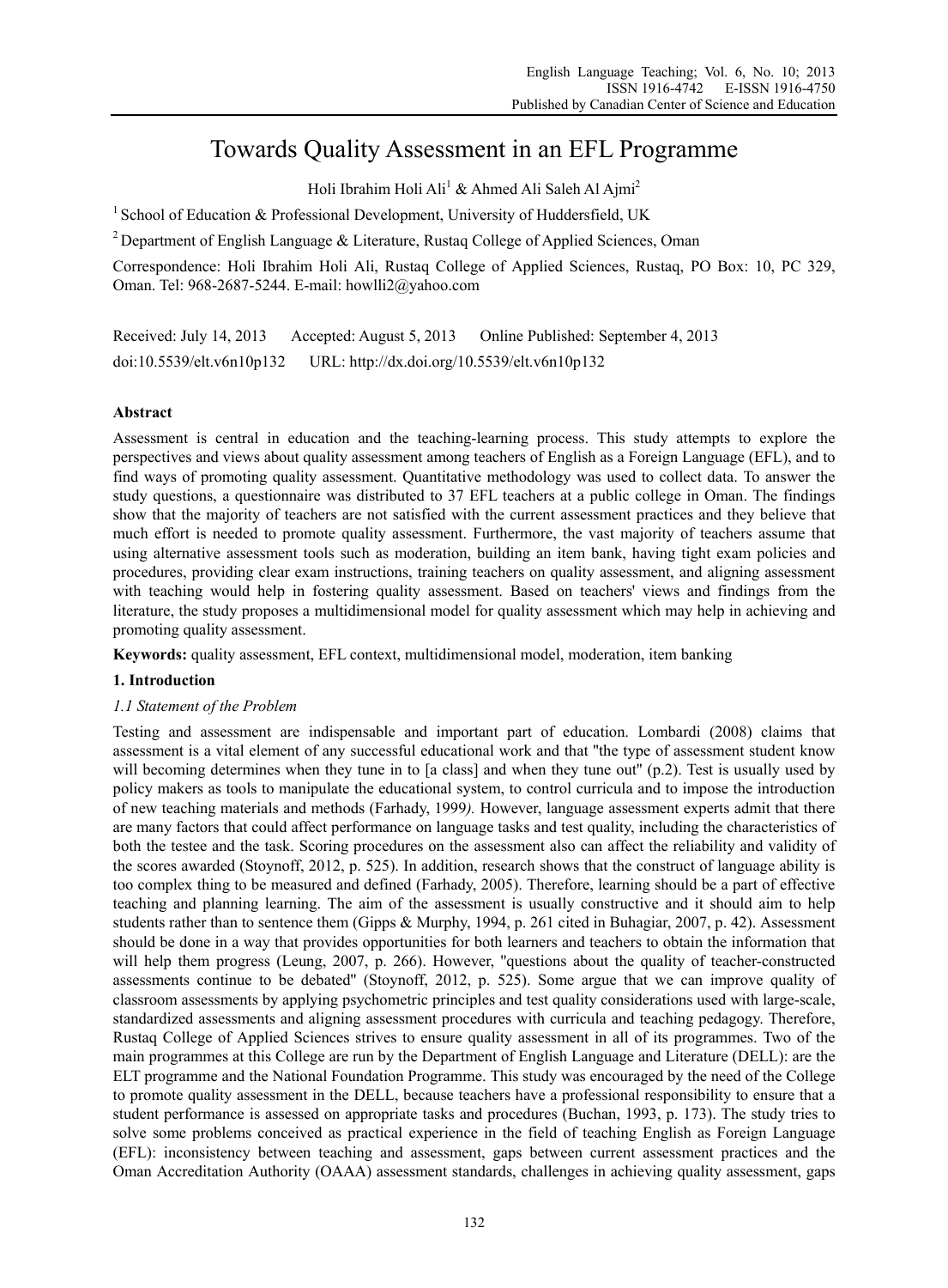# Towards Quality Assessment in an EFL Programme

Holi Ibrahim Holi Ali[1] & Ahmed Ali Saleh Al Ajmi[2]

[1] School of Education & Professional Development, University of Huddersfield, UK

[2] Department of English Language & Literature, Rustaq College of Applied Sciences, Oman

Correspondence: Holi Ibrahim Holi Ali, Rustaq College of Applied Sciences, Rustaq, PO Box: 10, PC 329, Oman. Tel: 968-2687-5244. E-mail: howlli2@yahoo.com

Received: July 14, 2013 Accepted: August 5, 2013 Online Published: September 4, 2013

doi:10.5539/elt.v6n10p132 URL: http://dx.doi.org/10.5539/elt.v6n10p132

## Abstract

Assessment is central in education and the teaching-learning process. This study attempts to explore the perspectives and views about quality assessment among teachers of English as a Foreign Language (EFL), and to find ways of promoting quality assessment. Quantitative methodology was used to collect data. To answer the study questions, a questionnaire was distributed to 37 EFL teachers at a public college in Oman. The findings show that the majority of teachers are not satisfied with the current assessment practices and they believe that much effort is needed to promote quality assessment. Furthermore, the vast majority of teachers assume that using alternative assessment tools such as moderation, building an item bank, having tight exam policies and procedures, providing clear exam instructions, training teachers on quality assessment, and aligning assessment with teaching would help in fostering quality assessment. Based on teachers' views and findings from the literature, the study proposes a multidimensional model for quality assessment which may help in achieving and promoting quality assessment.

**Keywords:** quality assessment, EFL context, multidimensional model, moderation, item banking

## 1. Introduction

### *1.1 Statement of the Problem*

Testing and assessment are indispensable and important part of education. Lombardi (2008) claims that assessment is a vital element of any successful educational work and that "the type of assessment student know will becoming determines when they tune in to [a class] and when they tune out" (p.2). Test is usually used by policy makers as tools to manipulate the educational system, to control curricula and to impose the introduction of new teaching materials and methods (Farhady, 1999*).* However, language assessment experts admit that there are many factors that could affect performance on language tasks and test quality, including the characteristics of both the testee and the task. Scoring procedures on the assessment also can affect the reliability and validity of the scores awarded (Stoynoff, 2012, p. 525). In addition, research shows that the construct of language ability is too complex thing to be measured and defined (Farhady, 2005). Therefore, learning should be a part of effective teaching and planning learning. The aim of the assessment is usually constructive and it should aim to help students rather than to sentence them (Gipps & Murphy, 1994, p. 261 cited in Buhagiar, 2007, p. 42). Assessment should be done in a way that provides opportunities for both learners and teachers to obtain the information that will help them progress (Leung, 2007, p. 266). However, "questions about the quality of teacher-constructed assessments continue to be debated" (Stoynoff, 2012, p. 525). Some argue that we can improve quality of classroom assessments by applying psychometric principles and test quality considerations used with large-scale, standardized assessments and aligning assessment procedures with curricula and teaching pedagogy. Therefore, Rustaq College of Applied Sciences strives to ensure quality assessment in all of its programmes. Two of the main programmes at this College are run by the Department of English Language and Literature (DELL): are the ELT programme and the National Foundation Programme. This study was encouraged by the need of the College to promote quality assessment in the DELL, because teachers have a professional responsibility to ensure that a student performance is assessed on appropriate tasks and procedures (Buchan, 1993, p. 173). The study tries to solve some problems conceived as practical experience in the field of teaching English as Foreign Language (EFL): inconsistency between teaching and assessment, gaps between current assessment practices and the Oman Accreditation Authority (OAAA) assessment standards, challenges in achieving quality assessment, gaps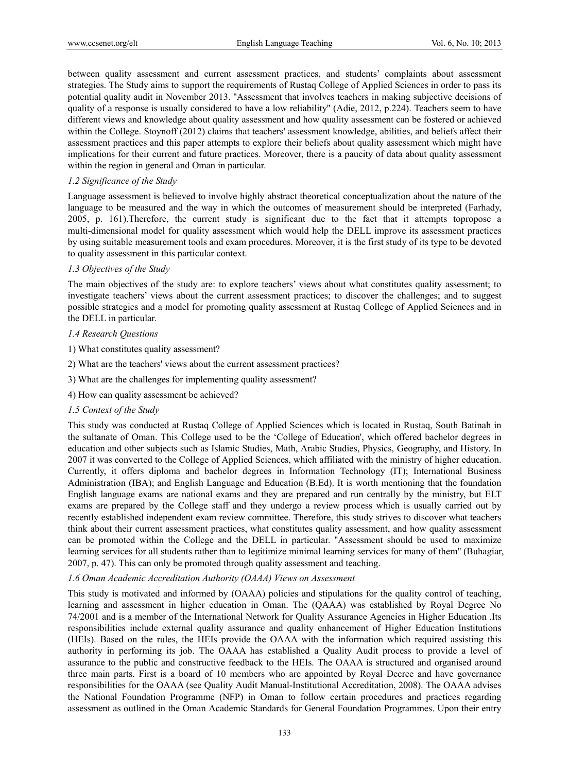between quality assessment and current assessment practices, and students' complaints about assessment strategies. The Study aims to support the requirements of Rustaq College of Applied Sciences in order to pass its potential quality audit in November 2013. "Assessment that involves teachers in making subjective decisions of quality of a response is usually considered to have a low reliability" (Adie, 2012, p.224). Teachers seem to have different views and knowledge about quality assessment and how quality assessment can be fostered or achieved within the College. Stoynoff (2012) claims that teachers' assessment knowledge, abilities, and beliefs affect their assessment practices and this paper attempts to explore their beliefs about quality assessment which might have implications for their current and future practices. Moreover, there is a paucity of data about quality assessment within the region in general and Oman in particular.

### *1.2 Significance of the Study*

Language assessment is believed to involve highly abstract theoretical conceptualization about the nature of the language to be measured and the way in which the outcomes of measurement should be interpreted (Farhady, 2005, p. 161).Therefore, the current study is significant due to the fact that it attempts topropose a multi-dimensional model for quality assessment which would help the DELL improve its assessment practices by using suitable measurement tools and exam procedures. Moreover, it is the first study of its type to be devoted to quality assessment in this particular context.

### *1.3 Objectives of the Study*

The main objectives of the study are: to explore teachers' views about what constitutes quality assessment; to investigate teachers' views about the current assessment practices; to discover the challenges; and to suggest possible strategies and a model for promoting quality assessment at Rustaq College of Applied Sciences and in the DELL in particular.

### *1.4 Research Questions*

1) What constitutes quality assessment?

2) What are the teachers' views about the current assessment practices?

3) What are the challenges for implementing quality assessment?

4) How can quality assessment be achieved?

### *1.5 Context of the Study*

This study was conducted at Rustaq College of Applied Sciences which is located in Rustaq, South Batinah in the sultanate of Oman. This College used to be the 'College of Education', which offered bachelor degrees in education and other subjects such as Islamic Studies, Math, Arabic Studies, Physics, Geography, and History. In 2007 it was converted to the College of Applied Sciences, which affiliated with the ministry of higher education. Currently, it offers diploma and bachelor degrees in Information Technology (IT); International Business Administration (IBA); and English Language and Education (B.Ed). It is worth mentioning that the foundation English language exams are national exams and they are prepared and run centrally by the ministry, but ELT exams are prepared by the College staff and they undergo a review process which is usually carried out by recently established independent exam review committee. Therefore, this study strives to discover what teachers think about their current assessment practices, what constitutes quality assessment, and how quality assessment can be promoted within the College and the DELL in particular. "Assessment should be used to maximize learning services for all students rather than to legitimize minimal learning services for many of them" (Buhagiar, 2007, p. 47). This can only be promoted through quality assessment and teaching.

### *1.6 Oman Academic Accreditation Authority (OAAA) Views on Assessment*

This study is motivated and informed by (OAAA) policies and stipulations for the quality control of teaching, learning and assessment in higher education in Oman. The (QAAA) was established by Royal Degree No 74/2001 and is a member of the International Network for Quality Assurance Agencies in Higher Education .Its responsibilities include external quality assurance and quality enhancement of Higher Education Institutions (HEIs). Based on the rules, the HEIs provide the OAAA with the information which required assisting this authority in performing its job. The OAAA has established a Quality Audit process to provide a level of assurance to the public and constructive feedback to the HEIs. The OAAA is structured and organised around three main parts. First is a board of 10 members who are appointed by Royal Decree and have governance responsibilities for the OAAA (see Quality Audit Manual-Institutional Accreditation, 2008). The OAAA advises the National Foundation Programme (NFP) in Oman to follow certain procedures and practices regarding assessment as outlined in the Oman Academic Standards for General Foundation Programmes. Upon their entry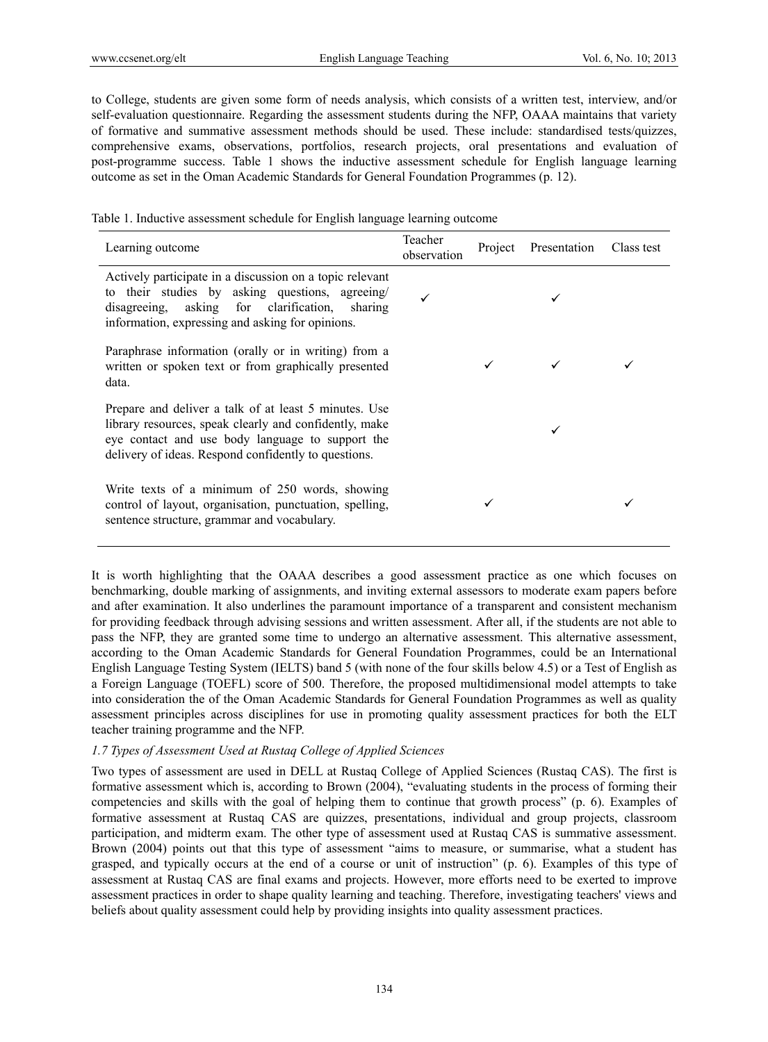to College, students are given some form of needs analysis, which consists of a written test, interview, and/or self-evaluation questionnaire. Regarding the assessment students during the NFP, OAAA maintains that variety of formative and summative assessment methods should be used. These include: standardised tests/quizzes, comprehensive exams, observations, portfolios, research projects, oral presentations and evaluation of post-programme success. Table 1 shows the inductive assessment schedule for English language learning outcome as set in the Oman Academic Standards for General Foundation Programmes (p. 12).

Table 1. Inductive assessment schedule for English language learning outcome

| Learning outcome | Teacher observation | Project | Presentation | Class test |
|---|---|---|---|---|
| Actively participate in a discussion on a topic relevant to their studies by asking questions, agreeing/ disagreeing, asking for clarification, sharing information, expressing and asking for opinions. | ✓ | | ✓ | |
| Paraphrase information (orally or in writing) from a written or spoken text or from graphically presented data. | | ✓ | ✓ | ✓ |
| Prepare and deliver a talk of at least 5 minutes. Use library resources, speak clearly and confidently, make eye contact and use body language to support the delivery of ideas. Respond confidently to questions. | | | ✓ | |
| Write texts of a minimum of 250 words, showing control of layout, organisation, punctuation, spelling, sentence structure, grammar and vocabulary. | | ✓ | | ✓ |

It is worth highlighting that the OAAA describes a good assessment practice as one which focuses on benchmarking, double marking of assignments, and inviting external assessors to moderate exam papers before and after examination. It also underlines the paramount importance of a transparent and consistent mechanism for providing feedback through advising sessions and written assessment. After all, if the students are not able to pass the NFP, they are granted some time to undergo an alternative assessment. This alternative assessment, according to the Oman Academic Standards for General Foundation Programmes, could be an International English Language Testing System (IELTS) band 5 (with none of the four skills below 4.5) or a Test of English as a Foreign Language (TOEFL) score of 500. Therefore, the proposed multidimensional model attempts to take into consideration the of the Oman Academic Standards for General Foundation Programmes as well as quality assessment principles across disciplines for use in promoting quality assessment practices for both the ELT teacher training programme and the NFP.

### *1.7 Types of Assessment Used at Rustaq College of Applied Sciences*

Two types of assessment are used in DELL at Rustaq College of Applied Sciences (Rustaq CAS). The first is formative assessment which is, according to Brown (2004), "evaluating students in the process of forming their competencies and skills with the goal of helping them to continue that growth process" (p. 6). Examples of formative assessment at Rustaq CAS are quizzes, presentations, individual and group projects, classroom participation, and midterm exam. The other type of assessment used at Rustaq CAS is summative assessment. Brown (2004) points out that this type of assessment "aims to measure, or summarise, what a student has grasped, and typically occurs at the end of a course or unit of instruction" (p. 6). Examples of this type of assessment at Rustaq CAS are final exams and projects. However, more efforts need to be exerted to improve assessment practices in order to shape quality learning and teaching. Therefore, investigating teachers' views and beliefs about quality assessment could help by providing insights into quality assessment practices.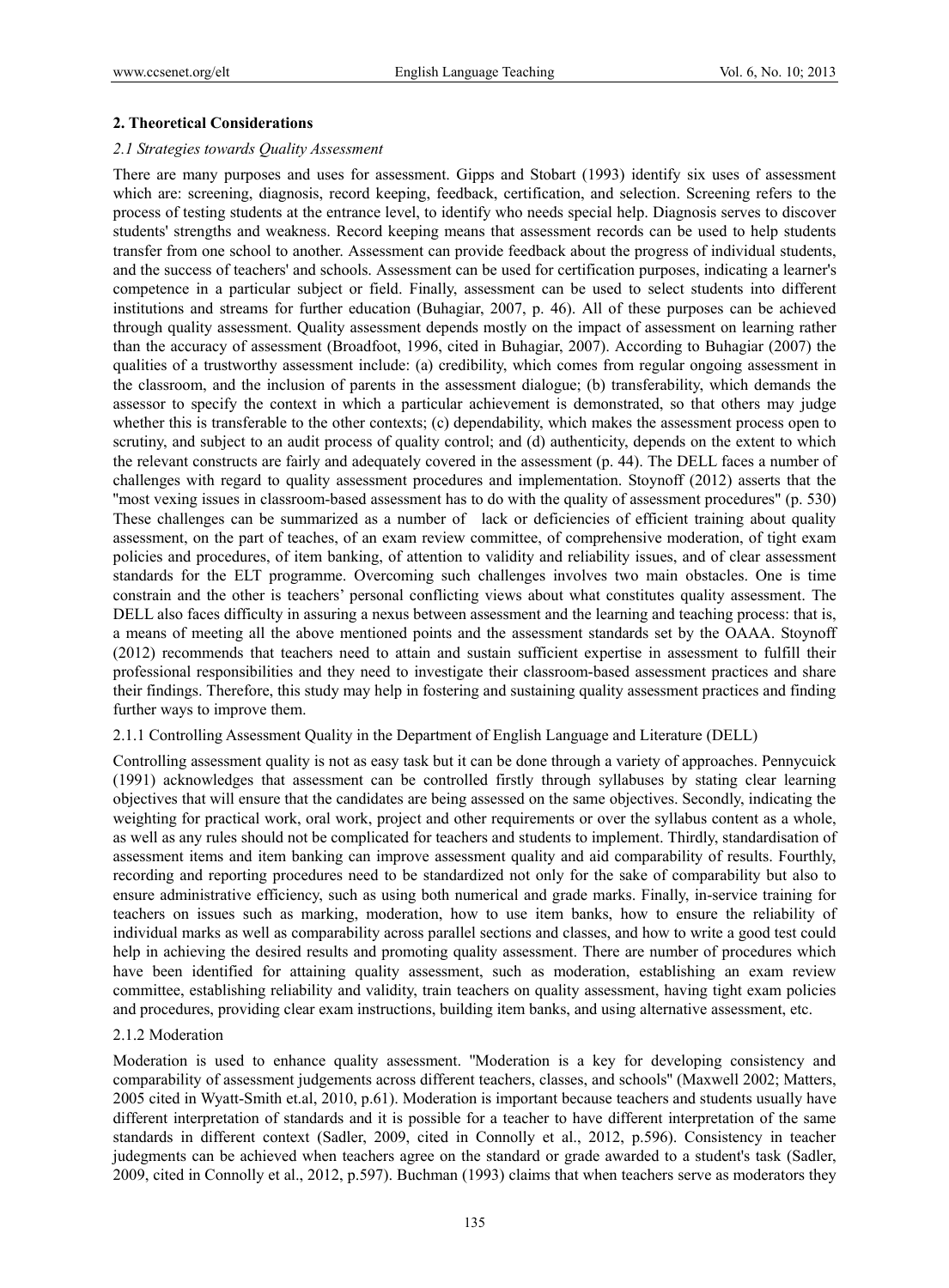## 2. Theoretical Considerations

### *2.1 Strategies towards Quality Assessment*

There are many purposes and uses for assessment. Gipps and Stobart (1993) identify six uses of assessment which are: screening, diagnosis, record keeping, feedback, certification, and selection. Screening refers to the process of testing students at the entrance level, to identify who needs special help. Diagnosis serves to discover students' strengths and weakness. Record keeping means that assessment records can be used to help students transfer from one school to another. Assessment can provide feedback about the progress of individual students, and the success of teachers' and schools. Assessment can be used for certification purposes, indicating a learner's competence in a particular subject or field. Finally, assessment can be used to select students into different institutions and streams for further education (Buhagiar, 2007, p. 46). All of these purposes can be achieved through quality assessment. Quality assessment depends mostly on the impact of assessment on learning rather than the accuracy of assessment (Broadfoot, 1996, cited in Buhagiar, 2007). According to Buhagiar (2007) the qualities of a trustworthy assessment include: (a) credibility, which comes from regular ongoing assessment in the classroom, and the inclusion of parents in the assessment dialogue; (b) transferability, which demands the assessor to specify the context in which a particular achievement is demonstrated, so that others may judge whether this is transferable to the other contexts; (c) dependability, which makes the assessment process open to scrutiny, and subject to an audit process of quality control; and (d) authenticity, depends on the extent to which the relevant constructs are fairly and adequately covered in the assessment (p. 44). The DELL faces a number of challenges with regard to quality assessment procedures and implementation. Stoynoff (2012) asserts that the "most vexing issues in classroom-based assessment has to do with the quality of assessment procedures" (p. 530) These challenges can be summarized as a number of  lack or deficiencies of efficient training about quality assessment, on the part of teaches, of an exam review committee, of comprehensive moderation, of tight exam policies and procedures, of item banking, of attention to validity and reliability issues, and of clear assessment standards for the ELT programme. Overcoming such challenges involves two main obstacles. One is time constrain and the other is teachers' personal conflicting views about what constitutes quality assessment. The DELL also faces difficulty in assuring a nexus between assessment and the learning and teaching process: that is, a means of meeting all the above mentioned points and the assessment standards set by the OAAA. Stoynoff (2012) recommends that teachers need to attain and sustain sufficient expertise in assessment to fulfill their professional responsibilities and they need to investigate their classroom-based assessment practices and share their findings. Therefore, this study may help in fostering and sustaining quality assessment practices and finding further ways to improve them.

#### 2.1.1 Controlling Assessment Quality in the Department of English Language and Literature (DELL)

Controlling assessment quality is not as easy task but it can be done through a variety of approaches. Pennycuick (1991) acknowledges that assessment can be controlled firstly through syllabuses by stating clear learning objectives that will ensure that the candidates are being assessed on the same objectives. Secondly, indicating the weighting for practical work, oral work, project and other requirements or over the syllabus content as a whole, as well as any rules should not be complicated for teachers and students to implement. Thirdly, standardisation of assessment items and item banking can improve assessment quality and aid comparability of results. Fourthly, recording and reporting procedures need to be standardized not only for the sake of comparability but also to ensure administrative efficiency, such as using both numerical and grade marks. Finally, in-service training for teachers on issues such as marking, moderation, how to use item banks, how to ensure the reliability of individual marks as well as comparability across parallel sections and classes, and how to write a good test could help in achieving the desired results and promoting quality assessment. There are number of procedures which have been identified for attaining quality assessment, such as moderation, establishing an exam review committee, establishing reliability and validity, train teachers on quality assessment, having tight exam policies and procedures, providing clear exam instructions, building item banks, and using alternative assessment, etc.

#### 2.1.2 Moderation

Moderation is used to enhance quality assessment. "Moderation is a key for developing consistency and comparability of assessment judgements across different teachers, classes, and schools" (Maxwell 2002; Matters, 2005 cited in Wyatt-Smith et.al, 2010, p.61). Moderation is important because teachers and students usually have different interpretation of standards and it is possible for a teacher to have different interpretation of the same standards in different context (Sadler, 2009, cited in Connolly et al., 2012, p.596). Consistency in teacher judgements can be achieved when teachers agree on the standard or grade awarded to a student's task (Sadler, 2009, cited in Connolly et al., 2012, p.597). Buchman (1993) claims that when teachers serve as moderators they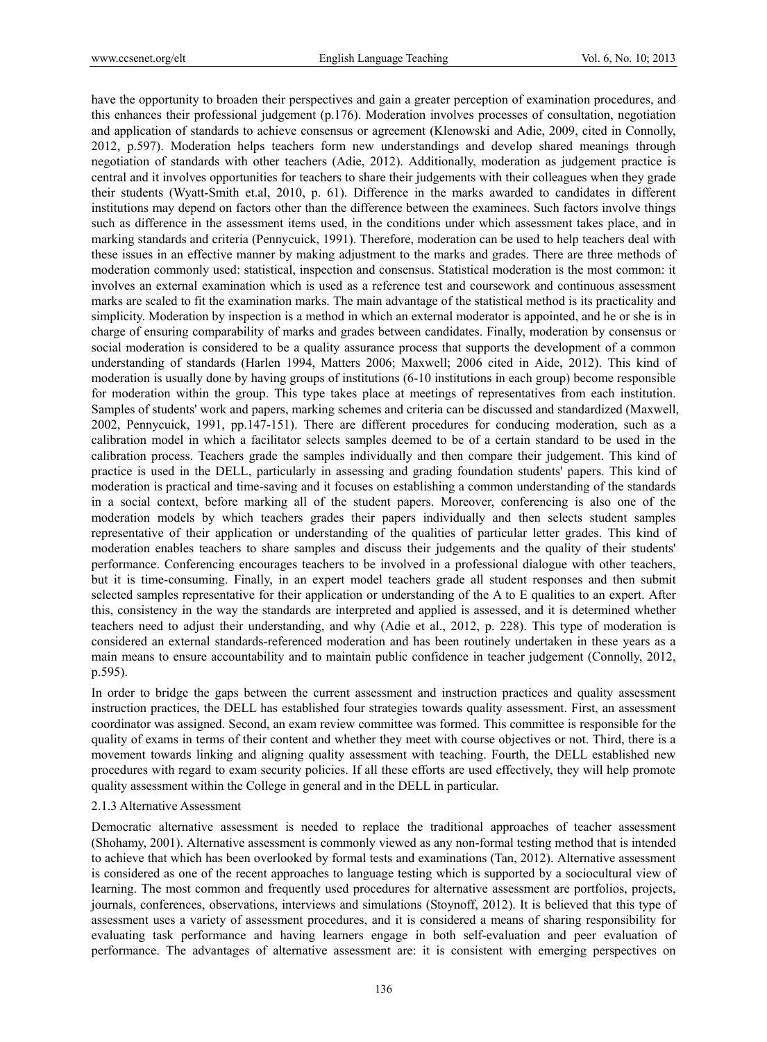have the opportunity to broaden their perspectives and gain a greater perception of examination procedures, and this enhances their professional judgement (p.176). Moderation involves processes of consultation, negotiation and application of standards to achieve consensus or agreement (Klenowski and Adie, 2009, cited in Connolly, 2012, p.597). Moderation helps teachers form new understandings and develop shared meanings through negotiation of standards with other teachers (Adie, 2012). Additionally, moderation as judgement practice is central and it involves opportunities for teachers to share their judgements with their colleagues when they grade their students (Wyatt-Smith et.al, 2010, p. 61). Difference in the marks awarded to candidates in different institutions may depend on factors other than the difference between the examinees. Such factors involve things such as difference in the assessment items used, in the conditions under which assessment takes place, and in marking standards and criteria (Pennycuick, 1991). Therefore, moderation can be used to help teachers deal with these issues in an effective manner by making adjustment to the marks and grades. There are three methods of moderation commonly used: statistical, inspection and consensus. Statistical moderation is the most common: it involves an external examination which is used as a reference test and coursework and continuous assessment marks are scaled to fit the examination marks. The main advantage of the statistical method is its practicality and simplicity. Moderation by inspection is a method in which an external moderator is appointed, and he or she is in charge of ensuring comparability of marks and grades between candidates. Finally, moderation by consensus or social moderation is considered to be a quality assurance process that supports the development of a common understanding of standards (Harlen 1994, Matters 2006; Maxwell; 2006 cited in Aide, 2012). This kind of moderation is usually done by having groups of institutions (6-10 institutions in each group) become responsible for moderation within the group. This type takes place at meetings of representatives from each institution. Samples of students' work and papers, marking schemes and criteria can be discussed and standardized (Maxwell, 2002, Pennycuick, 1991, pp.147-151). There are different procedures for conducing moderation, such as a calibration model in which a facilitator selects samples deemed to be of a certain standard to be used in the calibration process. Teachers grade the samples individually and then compare their judgement. This kind of practice is used in the DELL, particularly in assessing and grading foundation students' papers. This kind of moderation is practical and time-saving and it focuses on establishing a common understanding of the standards in a social context, before marking all of the student papers. Moreover, conferencing is also one of the moderation models by which teachers grades their papers individually and then selects student samples representative of their application or understanding of the qualities of particular letter grades. This kind of moderation enables teachers to share samples and discuss their judgements and the quality of their students' performance. Conferencing encourages teachers to be involved in a professional dialogue with other teachers, but it is time-consuming. Finally, in an expert model teachers grade all student responses and then submit selected samples representative for their application or understanding of the A to E qualities to an expert. After this, consistency in the way the standards are interpreted and applied is assessed, and it is determined whether teachers need to adjust their understanding, and why (Adie et al., 2012, p. 228). This type of moderation is considered an external standards-referenced moderation and has been routinely undertaken in these years as a main means to ensure accountability and to maintain public confidence in teacher judgement (Connolly, 2012, p.595).

In order to bridge the gaps between the current assessment and instruction practices and quality assessment instruction practices, the DELL has established four strategies towards quality assessment. First, an assessment coordinator was assigned. Second, an exam review committee was formed. This committee is responsible for the quality of exams in terms of their content and whether they meet with course objectives or not. Third, there is a movement towards linking and aligning quality assessment with teaching. Fourth, the DELL established new procedures with regard to exam security policies. If all these efforts are used effectively, they will help promote quality assessment within the College in general and in the DELL in particular.

#### 2.1.3 Alternative Assessment

Democratic alternative assessment is needed to replace the traditional approaches of teacher assessment (Shohamy, 2001). Alternative assessment is commonly viewed as any non-formal testing method that is intended to achieve that which has been overlooked by formal tests and examinations (Tan, 2012). Alternative assessment is considered as one of the recent approaches to language testing which is supported by a sociocultural view of learning. The most common and frequently used procedures for alternative assessment are portfolios, projects, journals, conferences, observations, interviews and simulations (Stoynoff, 2012). It is believed that this type of assessment uses a variety of assessment procedures, and it is considered a means of sharing responsibility for evaluating task performance and having learners engage in both self-evaluation and peer evaluation of performance. The advantages of alternative assessment are: it is consistent with emerging perspectives on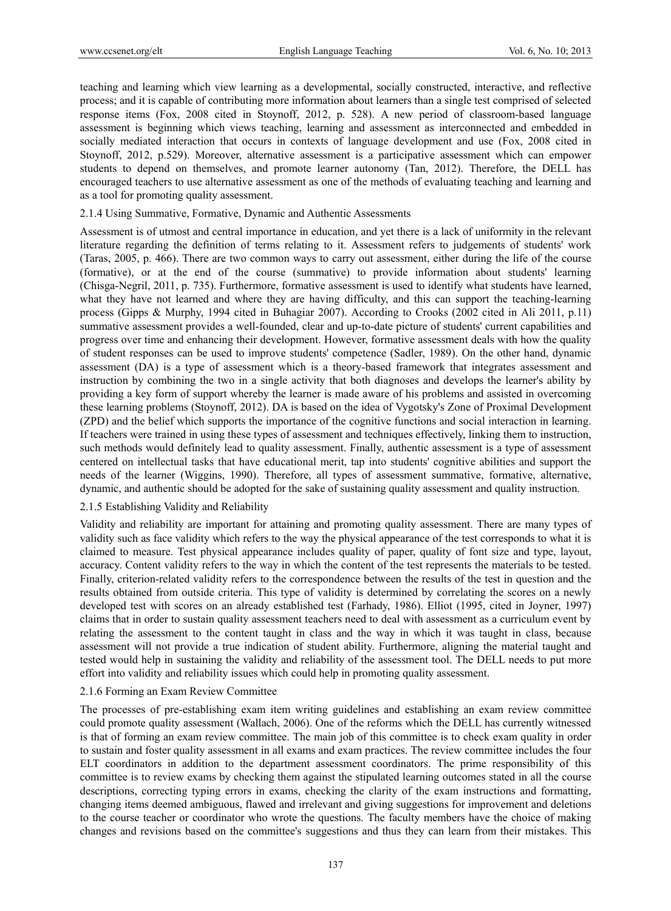teaching and learning which view learning as a developmental, socially constructed, interactive, and reflective process; and it is capable of contributing more information about learners than a single test comprised of selected response items (Fox, 2008 cited in Stoynoff, 2012, p. 528). A new period of classroom-based language assessment is beginning which views teaching, learning and assessment as interconnected and embedded in socially mediated interaction that occurs in contexts of language development and use (Fox, 2008 cited in Stoynoff, 2012, p.529). Moreover, alternative assessment is a participative assessment which can empower students to depend on themselves, and promote learner autonomy (Tan, 2012). Therefore, the DELL has encouraged teachers to use alternative assessment as one of the methods of evaluating teaching and learning and as a tool for promoting quality assessment.

#### 2.1.4 Using Summative, Formative, Dynamic and Authentic Assessments

Assessment is of utmost and central importance in education, and yet there is a lack of uniformity in the relevant literature regarding the definition of terms relating to it. Assessment refers to judgements of students' work (Taras, 2005, p. 466). There are two common ways to carry out assessment, either during the life of the course (formative), or at the end of the course (summative) to provide information about students' learning (Chisga-Negril, 2011, p. 735). Furthermore, formative assessment is used to identify what students have learned, what they have not learned and where they are having difficulty, and this can support the teaching-learning process (Gipps & Murphy, 1994 cited in Buhagiar 2007). According to Crooks (2002 cited in Ali 2011, p.11) summative assessment provides a well-founded, clear and up-to-date picture of students' current capabilities and progress over time and enhancing their development. However, formative assessment deals with how the quality of student responses can be used to improve students' competence (Sadler, 1989). On the other hand, dynamic assessment (DA) is a type of assessment which is a theory-based framework that integrates assessment and instruction by combining the two in a single activity that both diagnoses and develops the learner's ability by providing a key form of support whereby the learner is made aware of his problems and assisted in overcoming these learning problems (Stoynoff, 2012). DA is based on the idea of Vygotsky's Zone of Proximal Development (ZPD) and the belief which supports the importance of the cognitive functions and social interaction in learning. If teachers were trained in using these types of assessment and techniques effectively, linking them to instruction, such methods would definitely lead to quality assessment. Finally, authentic assessment is a type of assessment centered on intellectual tasks that have educational merit, tap into students' cognitive abilities and support the needs of the learner (Wiggins, 1990). Therefore, all types of assessment summative, formative, alternative, dynamic, and authentic should be adopted for the sake of sustaining quality assessment and quality instruction.

#### 2.1.5 Establishing Validity and Reliability

Validity and reliability are important for attaining and promoting quality assessment. There are many types of validity such as face validity which refers to the way the physical appearance of the test corresponds to what it is claimed to measure. Test physical appearance includes quality of paper, quality of font size and type, layout, accuracy. Content validity refers to the way in which the content of the test represents the materials to be tested. Finally, criterion-related validity refers to the correspondence between the results of the test in question and the results obtained from outside criteria. This type of validity is determined by correlating the scores on a newly developed test with scores on an already established test (Farhady, 1986). Elliot (1995, cited in Joyner, 1997) claims that in order to sustain quality assessment teachers need to deal with assessment as a curriculum event by relating the assessment to the content taught in class and the way in which it was taught in class, because assessment will not provide a true indication of student ability. Furthermore, aligning the material taught and tested would help in sustaining the validity and reliability of the assessment tool. The DELL needs to put more effort into validity and reliability issues which could help in promoting quality assessment.

#### 2.1.6 Forming an Exam Review Committee

The processes of pre-establishing exam item writing guidelines and establishing an exam review committee could promote quality assessment (Wallach, 2006). One of the reforms which the DELL has currently witnessed is that of forming an exam review committee. The main job of this committee is to check exam quality in order to sustain and foster quality assessment in all exams and exam practices. The review committee includes the four ELT coordinators in addition to the department assessment coordinators. The prime responsibility of this committee is to review exams by checking them against the stipulated learning outcomes stated in all the course descriptions, correcting typing errors in exams, checking the clarity of the exam instructions and formatting, changing items deemed ambiguous, flawed and irrelevant and giving suggestions for improvement and deletions to the course teacher or coordinator who wrote the questions. The faculty members have the choice of making changes and revisions based on the committee's suggestions and thus they can learn from their mistakes. This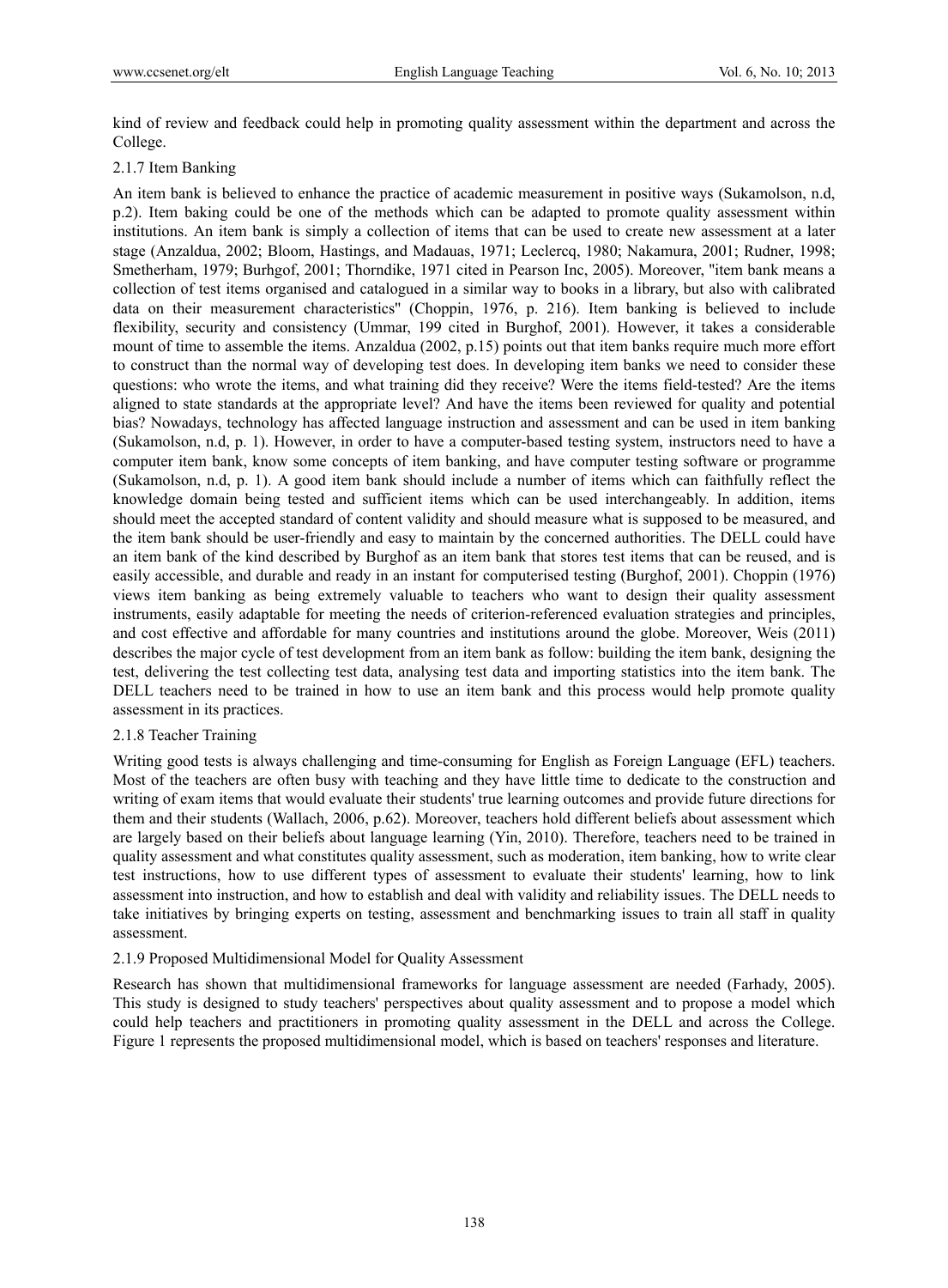kind of review and feedback could help in promoting quality assessment within the department and across the College.

### 2.1.7 Item Banking

An item bank is believed to enhance the practice of academic measurement in positive ways (Sukamolson, n.d, p.2). Item baking could be one of the methods which can be adapted to promote quality assessment within institutions. An item bank is simply a collection of items that can be used to create new assessment at a later stage (Anzaldua, 2002; Bloom, Hastings, and Madauas, 1971; Leclercq, 1980; Nakamura, 2001; Rudner, 1998; Smetherham, 1979; Burhgof, 2001; Thorndike, 1971 cited in Pearson Inc, 2005). Moreover, "item bank means a collection of test items organised and catalogued in a similar way to books in a library, but also with calibrated data on their measurement characteristics" (Choppin, 1976, p. 216). Item banking is believed to include flexibility, security and consistency (Ummar, 199 cited in Burghof, 2001). However, it takes a considerable mount of time to assemble the items. Anzaldua (2002, p.15) points out that item banks require much more effort to construct than the normal way of developing test does. In developing item banks we need to consider these questions: who wrote the items, and what training did they receive? Were the items field-tested? Are the items aligned to state standards at the appropriate level? And have the items been reviewed for quality and potential bias? Nowadays, technology has affected language instruction and assessment and can be used in item banking (Sukamolson, n.d, p. 1). However, in order to have a computer-based testing system, instructors need to have a computer item bank, know some concepts of item banking, and have computer testing software or programme (Sukamolson, n.d, p. 1). A good item bank should include a number of items which can faithfully reflect the knowledge domain being tested and sufficient items which can be used interchangeably. In addition, items should meet the accepted standard of content validity and should measure what is supposed to be measured, and the item bank should be user-friendly and easy to maintain by the concerned authorities. The DELL could have an item bank of the kind described by Burghof as an item bank that stores test items that can be reused, and is easily accessible, and durable and ready in an instant for computerised testing (Burghof, 2001). Choppin (1976) views item banking as being extremely valuable to teachers who want to design their quality assessment instruments, easily adaptable for meeting the needs of criterion-referenced evaluation strategies and principles, and cost effective and affordable for many countries and institutions around the globe. Moreover, Weis (2011) describes the major cycle of test development from an item bank as follow: building the item bank, designing the test, delivering the test collecting test data, analysing test data and importing statistics into the item bank. The DELL teachers need to be trained in how to use an item bank and this process would help promote quality assessment in its practices.

### 2.1.8 Teacher Training

Writing good tests is always challenging and time-consuming for English as Foreign Language (EFL) teachers. Most of the teachers are often busy with teaching and they have little time to dedicate to the construction and writing of exam items that would evaluate their students' true learning outcomes and provide future directions for them and their students (Wallach, 2006, p.62). Moreover, teachers hold different beliefs about assessment which are largely based on their beliefs about language learning (Yin, 2010). Therefore, teachers need to be trained in quality assessment and what constitutes quality assessment, such as moderation, item banking, how to write clear test instructions, how to use different types of assessment to evaluate their students' learning, how to link assessment into instruction, and how to establish and deal with validity and reliability issues. The DELL needs to take initiatives by bringing experts on testing, assessment and benchmarking issues to train all staff in quality assessment.

### 2.1.9 Proposed Multidimensional Model for Quality Assessment

Research has shown that multidimensional frameworks for language assessment are needed (Farhady, 2005). This study is designed to study teachers' perspectives about quality assessment and to propose a model which could help teachers and practitioners in promoting quality assessment in the DELL and across the College. Figure 1 represents the proposed multidimensional model, which is based on teachers' responses and literature.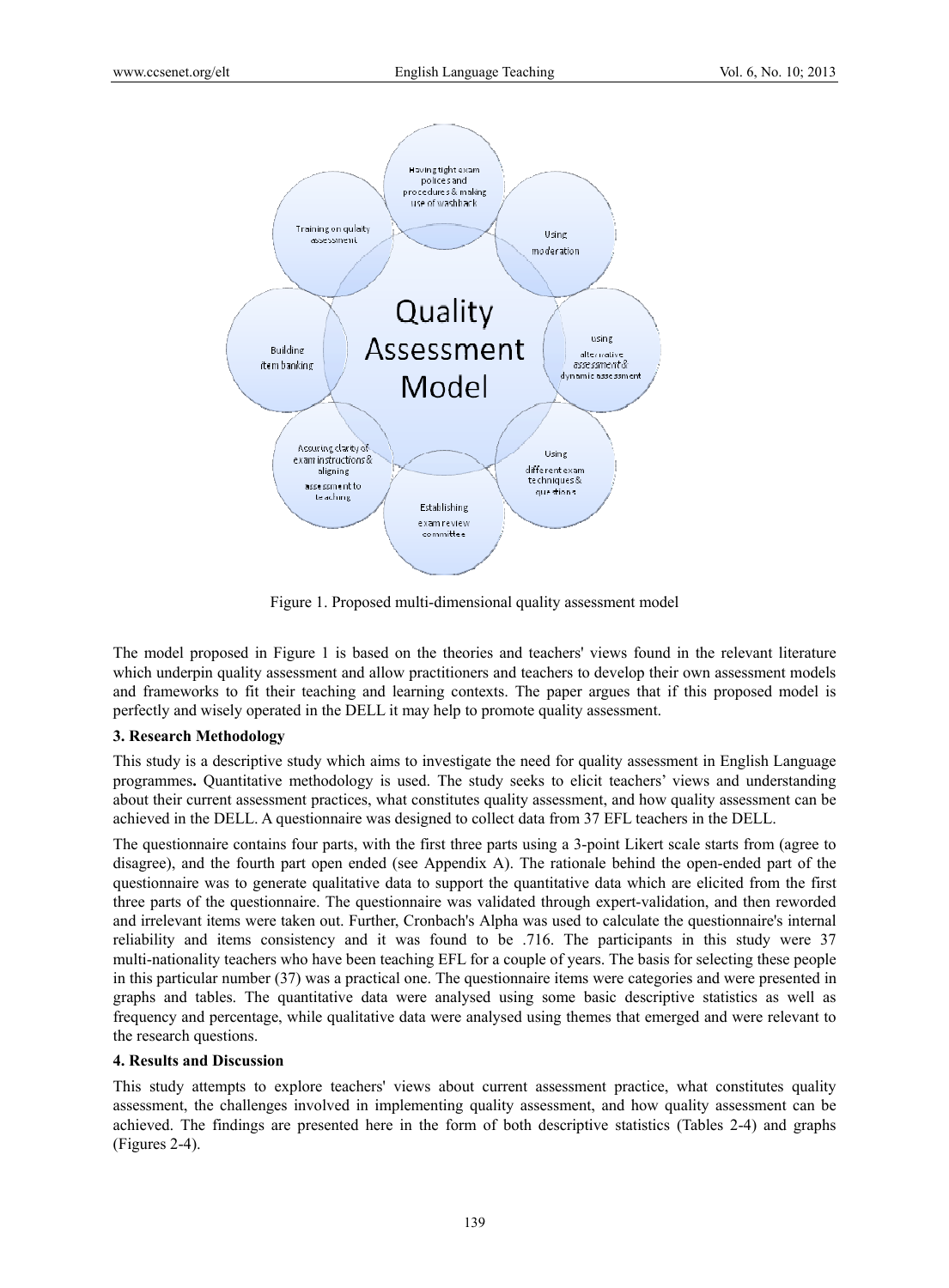Figure 1. Proposed multi-dimensional quality assessment model

The model proposed in Figure 1 is based on the theories and teachers' views found in the relevant literature which underpin quality assessment and allow practitioners and teachers to develop their own assessment models and frameworks to fit their teaching and learning contexts. The paper argues that if this proposed model is perfectly and wisely operated in the DELL it may help to promote quality assessment.

### 3. Research Methodology

This study is a descriptive study which aims to investigate the need for quality assessment in English Language programmes**.** Quantitative methodology is used. The study seeks to elicit teachers' views and understanding about their current assessment practices, what constitutes quality assessment, and how quality assessment can be achieved in the DELL. A questionnaire was designed to collect data from 37 EFL teachers in the DELL.

The questionnaire contains four parts, with the first three parts using a 3-point Likert scale starts from (agree to disagree), and the fourth part open ended (see Appendix A). The rationale behind the open-ended part of the questionnaire was to generate qualitative data to support the quantitative data which are elicited from the first three parts of the questionnaire. The questionnaire was validated through expert-validation, and then reworded and irrelevant items were taken out. Further, Cronbach's Alpha was used to calculate the questionnaire's internal reliability and items consistency and it was found to be .716. The participants in this study were 37 multi-nationality teachers who have been teaching EFL for a couple of years. The basis for selecting these people in this particular number (37) was a practical one. The questionnaire items were categories and were presented in graphs and tables. The quantitative data were analysed using some basic descriptive statistics as well as frequency and percentage, while qualitative data were analysed using themes that emerged and were relevant to the research questions.

### 4. Results and Discussion

This study attempts to explore teachers' views about current assessment practice, what constitutes quality assessment, the challenges involved in implementing quality assessment, and how quality assessment can be achieved. The findings are presented here in the form of both descriptive statistics (Tables 2-4) and graphs (Figures 2-4).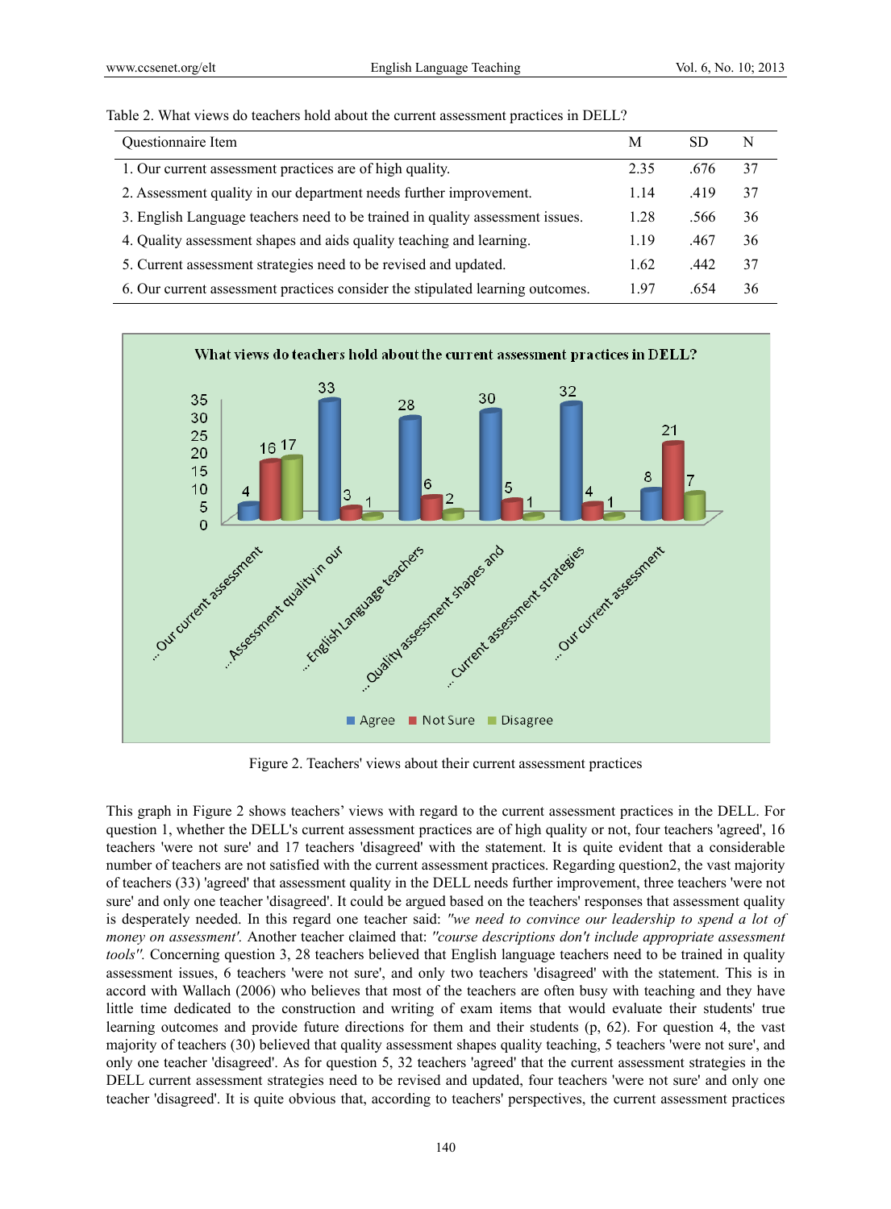Table 2. What views do teachers hold about the current assessment practices in DELL?

| Questionnaire Item | M | SD | N |
|---|---|---|---|
| 1. Our current assessment practices are of high quality. | 2.35 | .676 | 37 |
| 2. Assessment quality in our department needs further improvement. | 1.14 | .419 | 37 |
| 3. English Language teachers need to be trained in quality assessment issues. | 1.28 | .566 | 36 |
| 4. Quality assessment shapes and aids quality teaching and learning. | 1.19 | .467 | 36 |
| 5. Current assessment strategies need to be revised and updated. | 1.62 | .442 | 37 |
| 6. Our current assessment practices consider the stipulated learning outcomes. | 1.97 | .654 | 36 |

Figure 2. Teachers' views about their current assessment practices

This graph in Figure 2 shows teachers' views with regard to the current assessment practices in the DELL. For question 1, whether the DELL's current assessment practices are of high quality or not, four teachers 'agreed', 16 teachers 'were not sure' and 17 teachers 'disagreed' with the statement. It is quite evident that a considerable number of teachers are not satisfied with the current assessment practices. Regarding question2, the vast majority of teachers (33) 'agreed' that assessment quality in the DELL needs further improvement, three teachers 'were not sure' and only one teacher 'disagreed'. It could be argued based on the teachers' responses that assessment quality is desperately needed. In this regard one teacher said: *"we need to convince our leadership to spend a lot of money on assessment'.* Another teacher claimed that: *"course descriptions don't include appropriate assessment tools".* Concerning question 3, 28 teachers believed that English language teachers need to be trained in quality assessment issues, 6 teachers 'were not sure', and only two teachers 'disagreed' with the statement. This is in accord with Wallach (2006) who believes that most of the teachers are often busy with teaching and they have little time dedicated to the construction and writing of exam items that would evaluate their students' true learning outcomes and provide future directions for them and their students (p, 62). For question 4, the vast majority of teachers (30) believed that quality assessment shapes quality teaching, 5 teachers 'were not sure', and only one teacher 'disagreed'. As for question 5, 32 teachers 'agreed' that the current assessment strategies in the DELL current assessment strategies need to be revised and updated, four teachers 'were not sure' and only one teacher 'disagreed'. It is quite obvious that, according to teachers' perspectives, the current assessment practices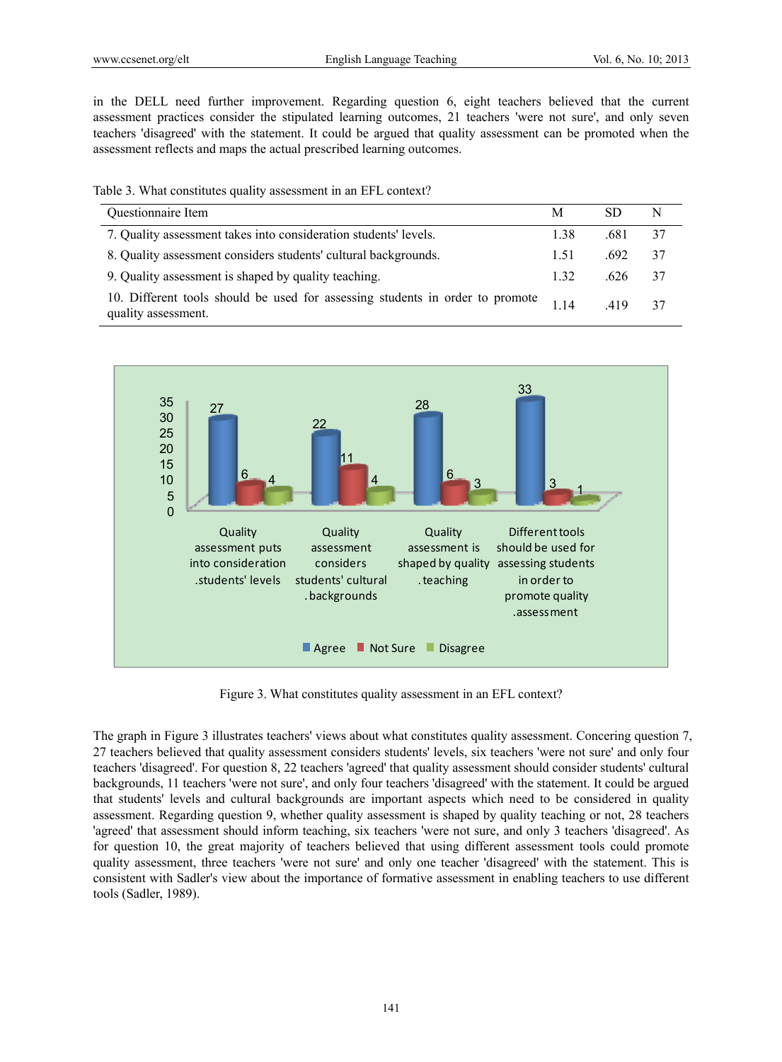in the DELL need further improvement. Regarding question 6, eight teachers believed that the current assessment practices consider the stipulated learning outcomes, 21 teachers 'were not sure', and only seven teachers 'disagreed' with the statement. It could be argued that quality assessment can be promoted when the assessment reflects and maps the actual prescribed learning outcomes.

Table 3. What constitutes quality assessment in an EFL context?

| Questionnaire Item | M | SD | N |
|---|---|---|---|
| 7. Quality assessment takes into consideration students' levels. | 1.38 | .681 | 37 |
| 8. Quality assessment considers students' cultural backgrounds. | 1.51 | .692 | 37 |
| 9. Quality assessment is shaped by quality teaching. | 1.32 | .626 | 37 |
| 10. Different tools should be used for assessing students in order to promote quality assessment. | 1.14 | .419 | 37 |

| | Agree | Not Sure | Disagree |
|---|---|---|---|
| Quality assessment puts into consideration students' levels. | 27 | 6 | 4 |
| Quality assessment considers students' cultural backgrounds. | 22 | 11 | 4 |
| Quality assessment is shaped by quality teaching. | 28 | 6 | 3 |
| Different tools should be used for assessing students in order to promote quality assessment. | 33 | 3 | 1 |

Figure 3. What constitutes quality assessment in an EFL context?

The graph in Figure 3 illustrates teachers' views about what constitutes quality assessment. Concering question 7, 27 teachers believed that quality assessment considers students' levels, six teachers 'were not sure' and only four teachers 'disagreed'. For question 8, 22 teachers 'agreed' that quality assessment should consider students' cultural backgrounds, 11 teachers 'were not sure', and only four teachers 'disagreed' with the statement. It could be argued that students' levels and cultural backgrounds are important aspects which need to be considered in quality assessment. Regarding question 9, whether quality assessment is shaped by quality teaching or not, 28 teachers 'agreed' that assessment should inform teaching, six teachers 'were not sure, and only 3 teachers 'disagreed'. As for question 10, the great majority of teachers believed that using different assessment tools could promote quality assessment, three teachers 'were not sure' and only one teacher 'disagreed' with the statement. This is consistent with Sadler's view about the importance of formative assessment in enabling teachers to use different tools (Sadler, 1989).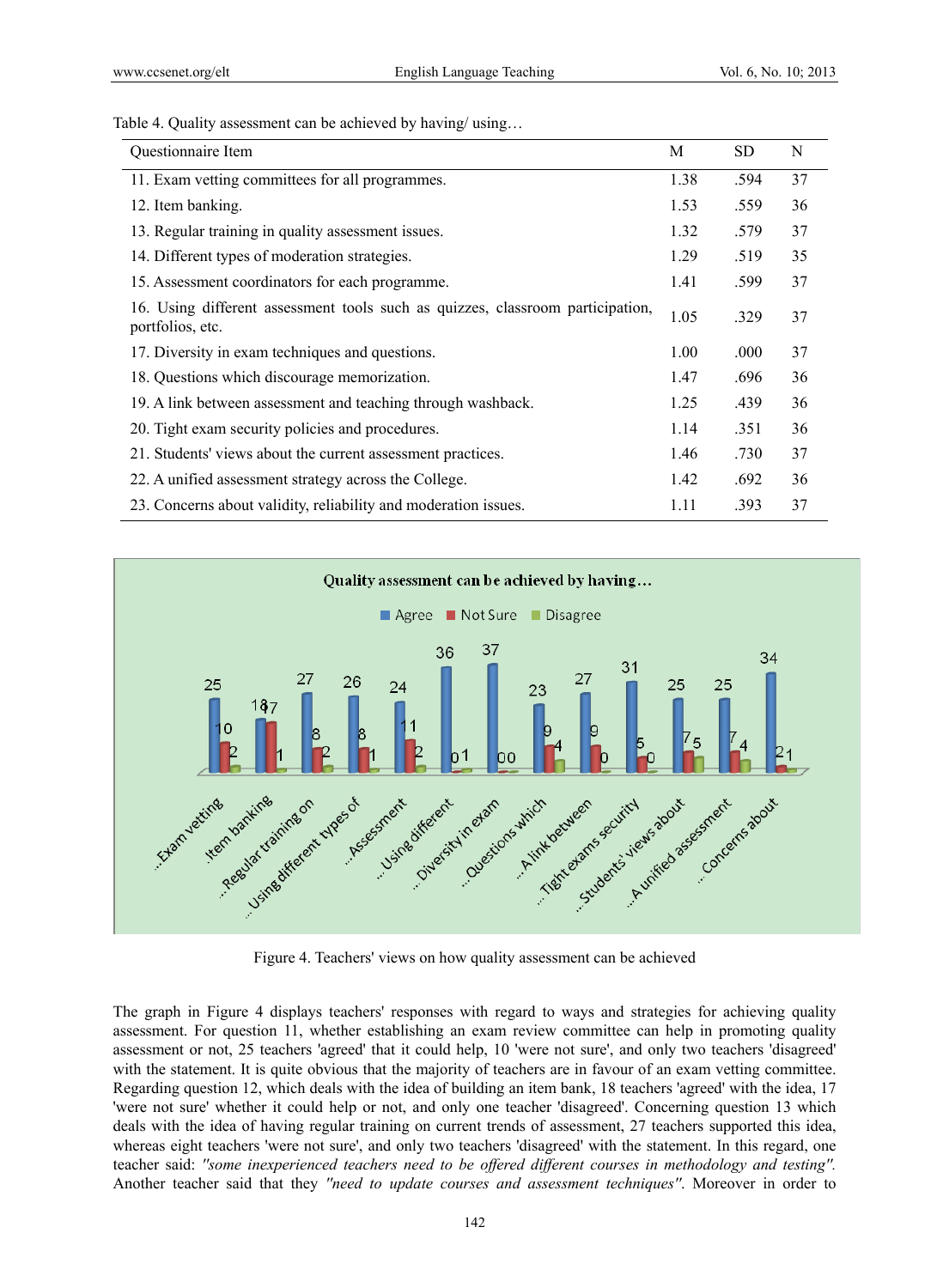Table 4. Quality assessment can be achieved by having/ using…

| Questionnaire Item | M | SD | N |
|---|---|---|---|
| 11. Exam vetting committees for all programmes. | 1.38 | .594 | 37 |
| 12. Item banking. | 1.53 | .559 | 36 |
| 13. Regular training in quality assessment issues. | 1.32 | .579 | 37 |
| 14. Different types of moderation strategies. | 1.29 | .519 | 35 |
| 15. Assessment coordinators for each programme. | 1.41 | .599 | 37 |
| 16. Using different assessment tools such as quizzes, classroom participation, portfolios, etc. | 1.05 | .329 | 37 |
| 17. Diversity in exam techniques and questions. | 1.00 | .000 | 37 |
| 18. Questions which discourage memorization. | 1.47 | .696 | 36 |
| 19. A link between assessment and teaching through washback. | 1.25 | .439 | 36 |
| 20. Tight exam security policies and procedures. | 1.14 | .351 | 36 |
| 21. Students' views about the current assessment practices. | 1.46 | .730 | 37 |
| 22. A unified assessment strategy across the College. | 1.42 | .692 | 36 |
| 23. Concerns about validity, reliability and moderation issues. | 1.11 | .393 | 37 |

Quality assessment can be achieved by having…

| | Agree | Not Sure | Disagree |
|---|---|---|---|
| …Exam vetting | 25 | 10 | 2 |
| …Item banking | 18 | 17 | 1 |
| …Regular training on | 27 | 8 | 2 |
| …Using different types of | 26 | 8 | 1 |
| …Assessment | 24 | 11 | 2 |
| …Using different | 36 | 0 | 1 |
| …Diversity in exam | 37 | 0 | 0 |
| …Questions which | 23 | 9 | 4 |
| …A link between | 27 | 9 | 0 |
| …Tight exams security | 31 | 5 | 0 |
| …Students' views about | 25 | 7 | 5 |
| …A unified assessment | 25 | 7 | 4 |
| …Concerns about | 34 | 2 | 1 |

Figure 4. Teachers' views on how quality assessment can be achieved

The graph in Figure 4 displays teachers' responses with regard to ways and strategies for achieving quality assessment. For question 11, whether establishing an exam review committee can help in promoting quality assessment or not, 25 teachers 'agreed' that it could help, 10 'were not sure', and only two teachers 'disagreed' with the statement. It is quite obvious that the majority of teachers are in favour of an exam vetting committee. Regarding question 12, which deals with the idea of building an item bank, 18 teachers 'agreed' with the idea, 17 'were not sure' whether it could help or not, and only one teacher 'disagreed'. Concerning question 13 which deals with the idea of having regular training on current trends of assessment, 27 teachers supported this idea, whereas eight teachers 'were not sure', and only two teachers 'disagreed' with the statement. In this regard, one teacher said: *"some inexperienced teachers need to be offered different courses in methodology and testing".* Another teacher said that they *"need to update courses and assessment techniques"*. Moreover in order to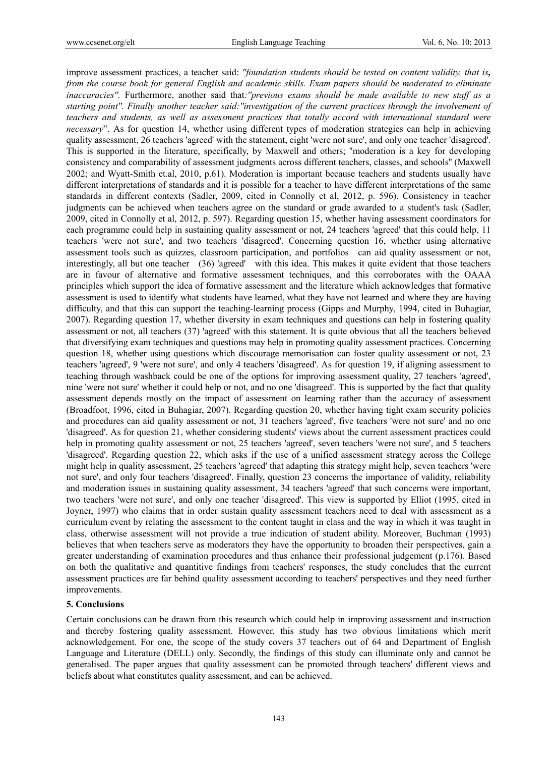improve assessment practices, a teacher said: *"foundation students should be tested on content validity, that is, from the course book for general English and academic skills. Exam papers should be moderated to eliminate inaccuracies".* Furthermore, another said that*:"previous exams should be made available to new staff as a starting point". Finally another teacher said:"investigation of the current practices through the involvement of teachers and students, as well as assessment practices that totally accord with international standard were necessary*". As for question 14, whether using different types of moderation strategies can help in achieving quality assessment, 26 teachers 'agreed' with the statement, eight 'were not sure', and only one teacher 'disagreed'. This is supported in the literature, specifically, by Maxwell and others; "moderation is a key for developing consistency and comparability of assessment judgments across different teachers, classes, and schools" (Maxwell 2002; and Wyatt-Smith et.al, 2010, p.61). Moderation is important because teachers and students usually have different interpretations of standards and it is possible for a teacher to have different interpretations of the same standards in different contexts (Sadler, 2009, cited in Connolly et al, 2012, p. 596). Consistency in teacher judgments can be achieved when teachers agree on the standard or grade awarded to a student's task (Sadler, 2009, cited in Connolly et al, 2012, p. 597). Regarding question 15, whether having assessment coordinators for each programme could help in sustaining quality assessment or not, 24 teachers 'agreed' that this could help, 11 teachers 'were not sure', and two teachers 'disagreed'. Concerning question 16, whether using alternative assessment tools such as quizzes, classroom participation, and portfolios can aid quality assessment or not, interestingly, all but one teacher (36) 'agreed' with this idea. This makes it quite evident that those teachers are in favour of alternative and formative assessment techniques, and this corroborates with the OAAA principles which support the idea of formative assessment and the literature which acknowledges that formative assessment is used to identify what students have learned, what they have not learned and where they are having difficulty, and that this can support the teaching-learning process (Gipps and Murphy, 1994, cited in Buhagiar, 2007). Regarding question 17, whether diversity in exam techniques and questions can help in fostering quality assessment or not, all teachers (37) 'agreed' with this statement. It is quite obvious that all the teachers believed that diversifying exam techniques and questions may help in promoting quality assessment practices. Concerning question 18, whether using questions which discourage memorisation can foster quality assessment or not, 23 teachers 'agreed', 9 'were not sure', and only 4 teachers 'disagreed'. As for question 19, if aligning assessment to teaching through washback could be one of the options for improving assessment quality, 27 teachers 'agreed', nine 'were not sure' whether it could help or not, and no one 'disagreed'. This is supported by the fact that quality assessment depends mostly on the impact of assessment on learning rather than the accuracy of assessment (Broadfoot, 1996, cited in Buhagiar, 2007). Regarding question 20, whether having tight exam security policies and procedures can aid quality assessment or not, 31 teachers 'agreed', five teachers 'were not sure' and no one 'disagreed'. As for question 21, whether considering students' views about the current assessment practices could help in promoting quality assessment or not, 25 teachers 'agreed', seven teachers 'were not sure', and 5 teachers 'disagreed'. Regarding question 22, which asks if the use of a unified assessment strategy across the College might help in quality assessment, 25 teachers 'agreed' that adapting this strategy might help, seven teachers 'were not sure', and only four teachers 'disagreed'. Finally, question 23 concerns the importance of validity, reliability and moderation issues in sustaining quality assessment, 34 teachers 'agreed' that such concerns were important, two teachers 'were not sure', and only one teacher 'disagreed'. This view is supported by Elliot (1995, cited in Joyner, 1997) who claims that in order sustain quality assessment teachers need to deal with assessment as a curriculum event by relating the assessment to the content taught in class and the way in which it was taught in class, otherwise assessment will not provide a true indication of student ability. Moreover, Buchman (1993) believes that when teachers serve as moderators they have the opportunity to broaden their perspectives, gain a greater understanding of examination procedures and thus enhance their professional judgement (p.176). Based on both the qualitative and quantitive findings from teachers' responses, the study concludes that the current assessment practices are far behind quality assessment according to teachers' perspectives and they need further improvements.

## 5. Conclusions

Certain conclusions can be drawn from this research which could help in improving assessment and instruction and thereby fostering quality assessment. However, this study has two obvious limitations which merit acknowledgement. For one, the scope of the study covers 37 teachers out of 64 and Department of English Language and Literature (DELL) only. Secondly, the findings of this study can illuminate only and cannot be generalised. The paper argues that quality assessment can be promoted through teachers' different views and beliefs about what constitutes quality assessment, and can be achieved.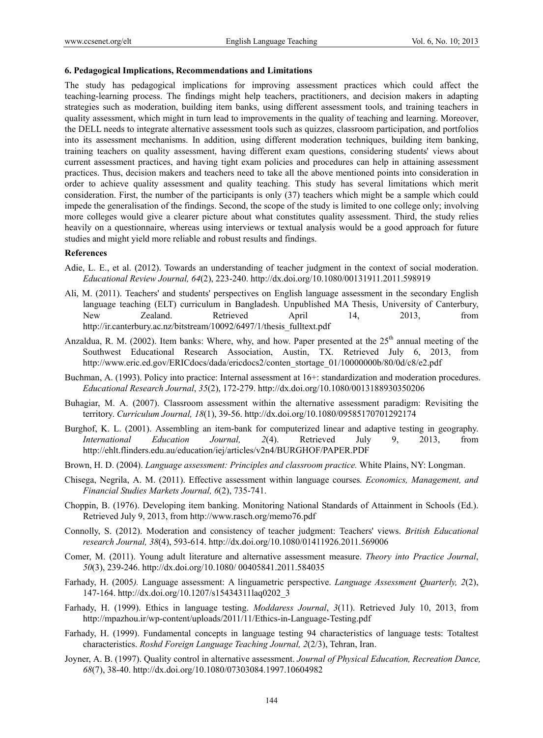### 6. Pedagogical Implications, Recommendations and Limitations

The study has pedagogical implications for improving assessment practices which could affect the teaching-learning process. The findings might help teachers, practitioners, and decision makers in adapting strategies such as moderation, building item banks, using different assessment tools, and training teachers in quality assessment, which might in turn lead to improvements in the quality of teaching and learning. Moreover, the DELL needs to integrate alternative assessment tools such as quizzes, classroom participation, and portfolios into its assessment mechanisms. In addition, using different moderation techniques, building item banking, training teachers on quality assessment, having different exam questions, considering students' views about current assessment practices, and having tight exam policies and procedures can help in attaining assessment practices. Thus, decision makers and teachers need to take all the above mentioned points into consideration in order to achieve quality assessment and quality teaching. This study has several limitations which merit consideration. First, the number of the participants is only (37) teachers which might be a sample which could impede the generalisation of the findings. Second, the scope of the study is limited to one college only; involving more colleges would give a clearer picture about what constitutes quality assessment. Third, the study relies heavily on a questionnaire, whereas using interviews or textual analysis would be a good approach for future studies and might yield more reliable and robust results and findings.

### References

Adie, L. E., et al. (2012). Towards an understanding of teacher judgment in the context of social moderation. *Educational Review Journal, 64*(2), 223-240. http://dx.doi.org/10.1080/00131911.2011.598919

Ali, M. (2011). Teachers' and students' perspectives on English language assessment in the secondary English language teaching (ELT) curriculum in Bangladesh. Unpublished MA Thesis, University of Canterbury, New Zealand. Retrieved April 14, 2013, from http://ir.canterbury.ac.nz/bitstream/10092/6497/1/thesis_fulltext.pdf

Anzaldua, R. M. (2002). Item banks: Where, why, and how. Paper presented at the 25th annual meeting of the Southwest Educational Research Association, Austin, TX. Retrieved July 6, 2013, from http://www.eric.ed.gov/ERICdocs/dada/ericdocs2/conten_stortage_01/10000000b/80/0d/c8/e2.pdf

Buchman, A. (1993). Policy into practice: Internal assessment at 16+: standardization and moderation procedures. *Educational Research Journal*, *35*(2), 172-279. http://dx.doi.org/10.1080/0013188930350206

Buhagiar, M. A. (2007). Classroom assessment within the alternative assessment paradigm: Revisiting the territory. *Curriculum Journal, 18*(1), 39-56. http://dx.doi.org/10.1080/09585170701292174

Burghof, K. L. (2001). Assembling an item-bank for computerized linear and adaptive testing in geography. *International Education Journal, 2*(4). Retrieved July 9, 2013, from http://ehlt.flinders.edu.au/education/iej/articles/v2n4/BURGHOF/PAPER.PDF

Brown, H. D. (2004). *Language assessment: Principles and classroom practice.* White Plains, NY: Longman.

Chisega, Negrila, A. M. (2011). Effective assessment within language courses*. Economics, Management, and Financial Studies Markets Journal, 6*(2), 735-741.

Choppin, B. (1976). Developing item banking. Monitoring National Standards of Attainment in Schools (Ed.). Retrieved July 9, 2013, from http://www.rasch.org/memo76.pdf

Connolly, S. (2012). Moderation and consistency of teacher judgment: Teachers' views. *British Educational research Journal, 38*(4), 593-614. http://dx.doi.org/10.1080/01411926.2011.569006

Comer, M. (2011). Young adult literature and alternative assessment measure. *Theory into Practice Journal*, *50*(3), 239-246. http://dx.doi.org/10.1080/ 00405841.2011.584035

Farhady, H. (2005*).* Language assessment: A linguametric perspective. *Language Assessment Quarterly, 2*(2), 147-164. http://dx.doi.org/10.1207/s15434311laq0202_3

Farhady, H. (1999). Ethics in language testing. *Moddaress Journal*, *3*(11). Retrieved July 10, 2013, from http://mpazhou.ir/wp-content/uploads/2011/11/Ethics-in-Language-Testing.pdf

Farhady, H. (1999). Fundamental concepts in language testing 94 characteristics of language tests: Totaltest characteristics. *Roshd Foreign Language Teaching Journal, 2*(2/3), Tehran, Iran.

Joyner, A. B. (1997). Quality control in alternative assessment. *Journal of Physical Education, Recreation Dance, 68*(7), 38-40. http://dx.doi.org/10.1080/07303084.1997.10604982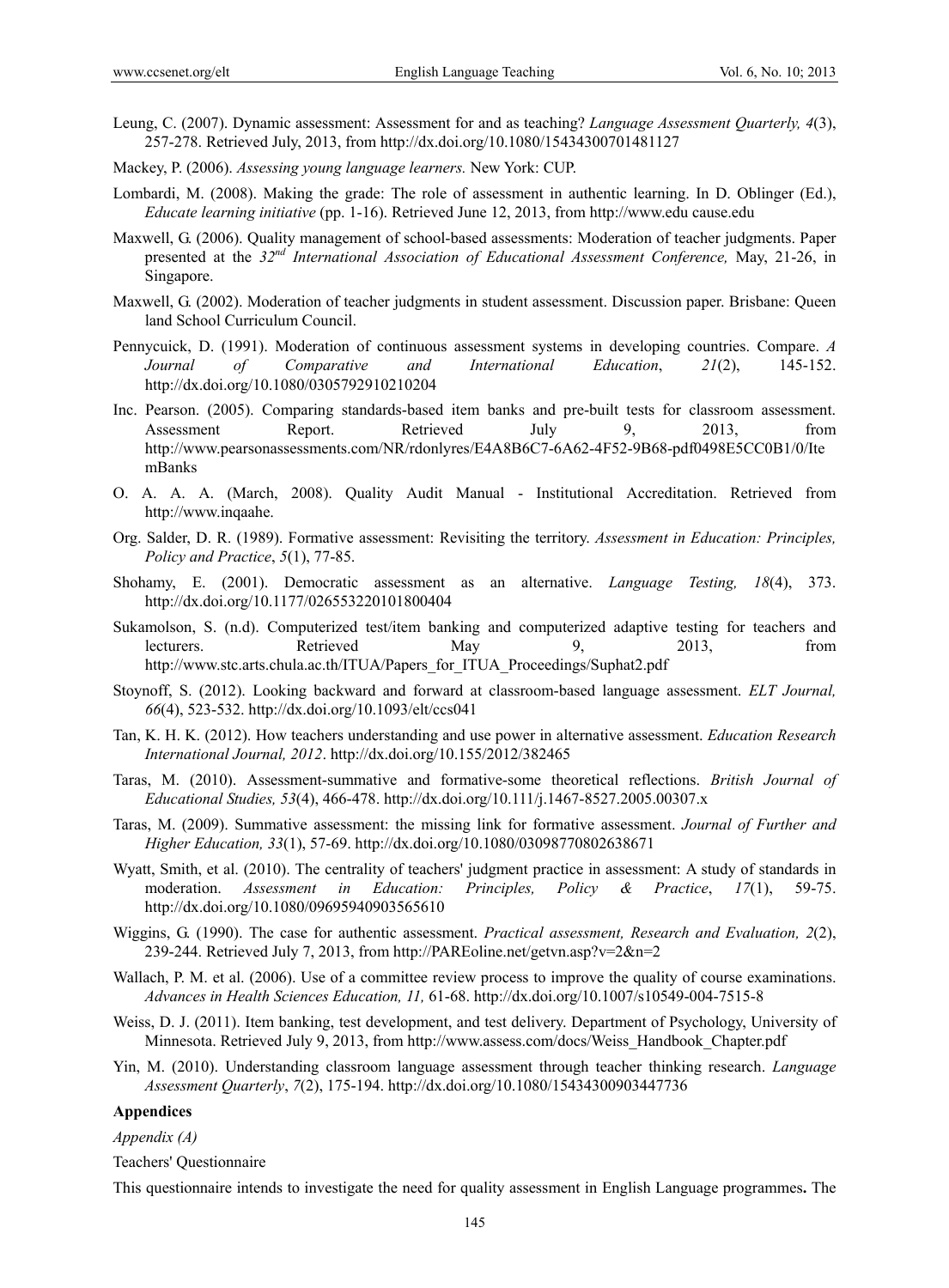Leung, C. (2007). Dynamic assessment: Assessment for and as teaching? *Language Assessment Quarterly, 4*(3), 257-278. Retrieved July, 2013, from http://dx.doi.org/10.1080/15434300701481127

Mackey, P. (2006). *Assessing young language learners.* New York: CUP.

Lombardi, M. (2008). Making the grade: The role of assessment in authentic learning. In D. Oblinger (Ed.), *Educate learning initiative* (pp. 1-16). Retrieved June 12, 2013, from http://www.edu cause.edu

Maxwell, G. (2006). Quality management of school-based assessments: Moderation of teacher judgments. Paper presented at the *32nd International Association of Educational Assessment Conference,* May, 21-26, in Singapore.

Maxwell, G. (2002). Moderation of teacher judgments in student assessment. Discussion paper. Brisbane: Queen land School Curriculum Council.

Pennycuick, D. (1991). Moderation of continuous assessment systems in developing countries. Compare. *A Journal of Comparative and International Education*, *21*(2), 145-152. http://dx.doi.org/10.1080/0305792910210204

Inc. Pearson. (2005). Comparing standards-based item banks and pre-built tests for classroom assessment. Assessment Report. Retrieved July 9, 2013, from http://www.pearsonassessments.com/NR/rdonlyres/E4A8B6C7-6A62-4F52-9B68-pdf0498E5CC0B1/0/ItemBanks

O. A. A. A. (March, 2008). Quality Audit Manual - Institutional Accreditation. Retrieved from http://www.inqaahe.

Org. Salder, D. R. (1989). Formative assessment: Revisiting the territory. *Assessment in Education: Principles, Policy and Practice*, *5*(1), 77-85.

Shohamy, E. (2001). Democratic assessment as an alternative. *Language Testing, 18*(4), 373. http://dx.doi.org/10.1177/026553220101800404

Sukamolson, S. (n.d). Computerized test/item banking and computerized adaptive testing for teachers and lecturers. Retrieved May 9, 2013, from http://www.stc.arts.chula.ac.th/ITUA/Papers_for_ITUA_Proceedings/Suphat2.pdf

Stoynoff, S. (2012). Looking backward and forward at classroom-based language assessment. *ELT Journal, 66*(4), 523-532. http://dx.doi.org/10.1093/elt/ccs041

Tan, K. H. K. (2012). How teachers understanding and use power in alternative assessment. *Education Research International Journal, 2012*. http://dx.doi.org/10.155/2012/382465

Taras, M. (2010). Assessment-summative and formative-some theoretical reflections. *British Journal of Educational Studies, 53*(4), 466-478. http://dx.doi.org/10.111/j.1467-8527.2005.00307.x

Taras, M. (2009). Summative assessment: the missing link for formative assessment. *Journal of Further and Higher Education, 33*(1), 57-69. http://dx.doi.org/10.1080/03098770802638671

Wyatt, Smith, et al. (2010). The centrality of teachers' judgment practice in assessment: A study of standards in moderation. *Assessment in Education: Principles, Policy & Practice*, *17*(1), 59-75. http://dx.doi.org/10.1080/09695940903565610

Wiggins, G. (1990). The case for authentic assessment. *Practical assessment, Research and Evaluation, 2*(2), 239-244. Retrieved July 7, 2013, from http://PAREoline.net/getvn.asp?v=2&n=2

Wallach, P. M. et al. (2006). Use of a committee review process to improve the quality of course examinations. *Advances in Health Sciences Education, 11,* 61-68. http://dx.doi.org/10.1007/s10549-004-7515-8

Weiss, D. J. (2011). Item banking, test development, and test delivery. Department of Psychology, University of Minnesota. Retrieved July 9, 2013, from http://www.assess.com/docs/Weiss_Handbook_Chapter.pdf

Yin, M. (2010). Understanding classroom language assessment through teacher thinking research. *Language Assessment Quarterly*, *7*(2), 175-194. http://dx.doi.org/10.1080/15434300903447736

**Appendices**

*Appendix (A)*

Teachers' Questionnaire

This questionnaire intends to investigate the need for quality assessment in English Language programmes**.** The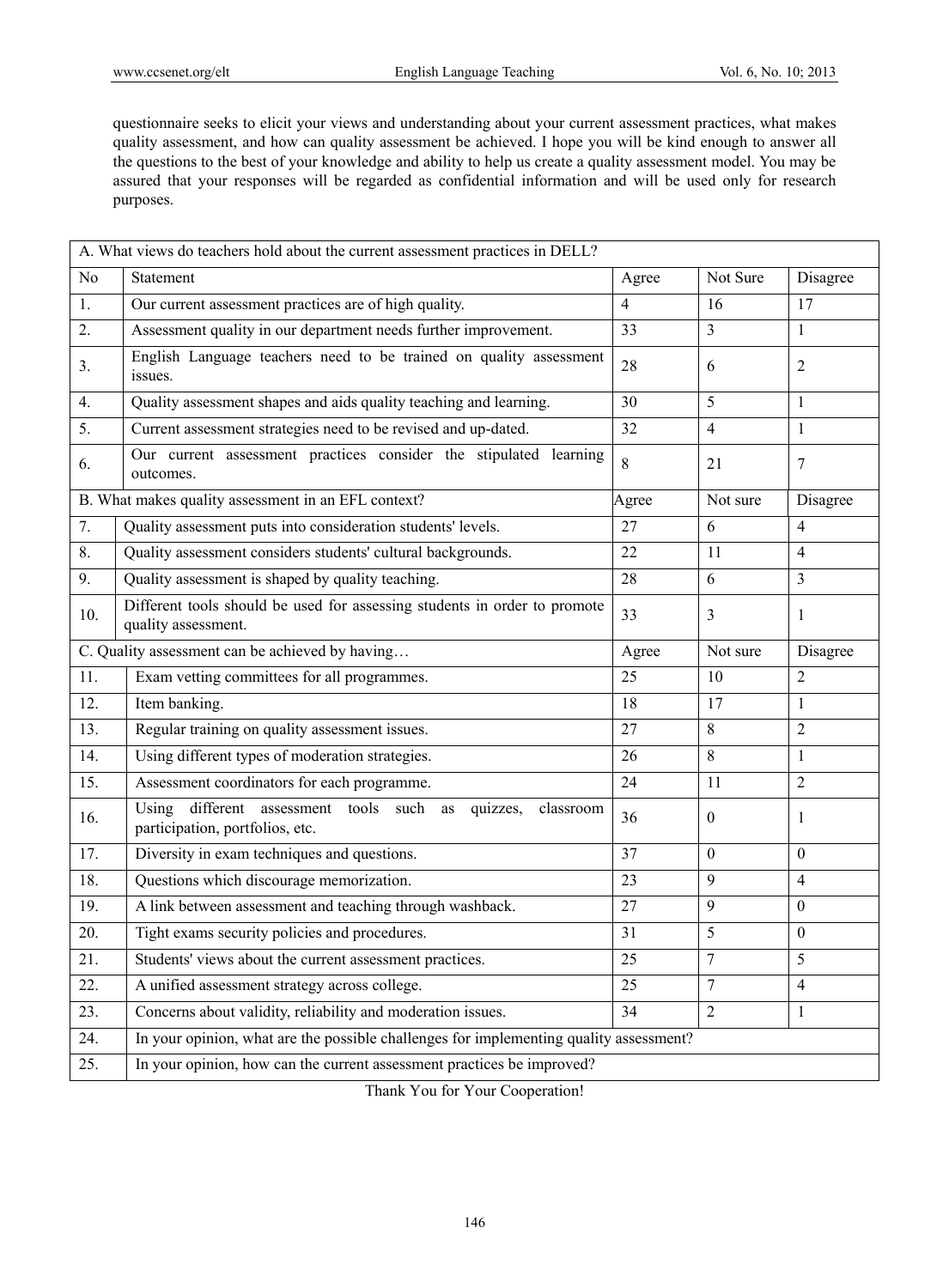questionnaire seeks to elicit your views and understanding about your current assessment practices, what makes quality assessment, and how can quality assessment be achieved. I hope you will be kind enough to answer all the questions to the best of your knowledge and ability to help us create a quality assessment model. You may be assured that your responses will be regarded as confidential information and will be used only for research purposes.

| A. What views do teachers hold about the current assessment practices in DELL? | | | | |
|---|---|---|---|---|
| No | Statement | Agree | Not Sure | Disagree |
| 1. | Our current assessment practices are of high quality. | 4 | 16 | 17 |
| 2. | Assessment quality in our department needs further improvement. | 33 | 3 | 1 |
| 3. | English Language teachers need to be trained on quality assessment issues. | 28 | 6 | 2 |
| 4. | Quality assessment shapes and aids quality teaching and learning. | 30 | 5 | 1 |
| 5. | Current assessment strategies need to be revised and up-dated. | 32 | 4 | 1 |
| 6. | Our current assessment practices consider the stipulated learning outcomes. | 8 | 21 | 7 |
| B. What makes quality assessment in an EFL context? | | Agree | Not sure | Disagree |
| 7. | Quality assessment puts into consideration students' levels. | 27 | 6 | 4 |
| 8. | Quality assessment considers students' cultural backgrounds. | 22 | 11 | 4 |
| 9. | Quality assessment is shaped by quality teaching. | 28 | 6 | 3 |
| 10. | Different tools should be used for assessing students in order to promote quality assessment. | 33 | 3 | 1 |
| C. Quality assessment can be achieved by having… | | Agree | Not sure | Disagree |
| 11. | Exam vetting committees for all programmes. | 25 | 10 | 2 |
| 12. | Item banking. | 18 | 17 | 1 |
| 13. | Regular training on quality assessment issues. | 27 | 8 | 2 |
| 14. | Using different types of moderation strategies. | 26 | 8 | 1 |
| 15. | Assessment coordinators for each programme. | 24 | 11 | 2 |
| 16. | Using different assessment tools such as quizzes, classroom participation, portfolios, etc. | 36 | 0 | 1 |
| 17. | Diversity in exam techniques and questions. | 37 | 0 | 0 |
| 18. | Questions which discourage memorization. | 23 | 9 | 4 |
| 19. | A link between assessment and teaching through washback. | 27 | 9 | 0 |
| 20. | Tight exams security policies and procedures. | 31 | 5 | 0 |
| 21. | Students' views about the current assessment practices. | 25 | 7 | 5 |
| 22. | A unified assessment strategy across college. | 25 | 7 | 4 |
| 23. | Concerns about validity, reliability and moderation issues. | 34 | 2 | 1 |
| 24. | In your opinion, what are the possible challenges for implementing quality assessment? | | | |
| 25. | In your opinion, how can the current assessment practices be improved? | | | |

Thank You for Your Cooperation!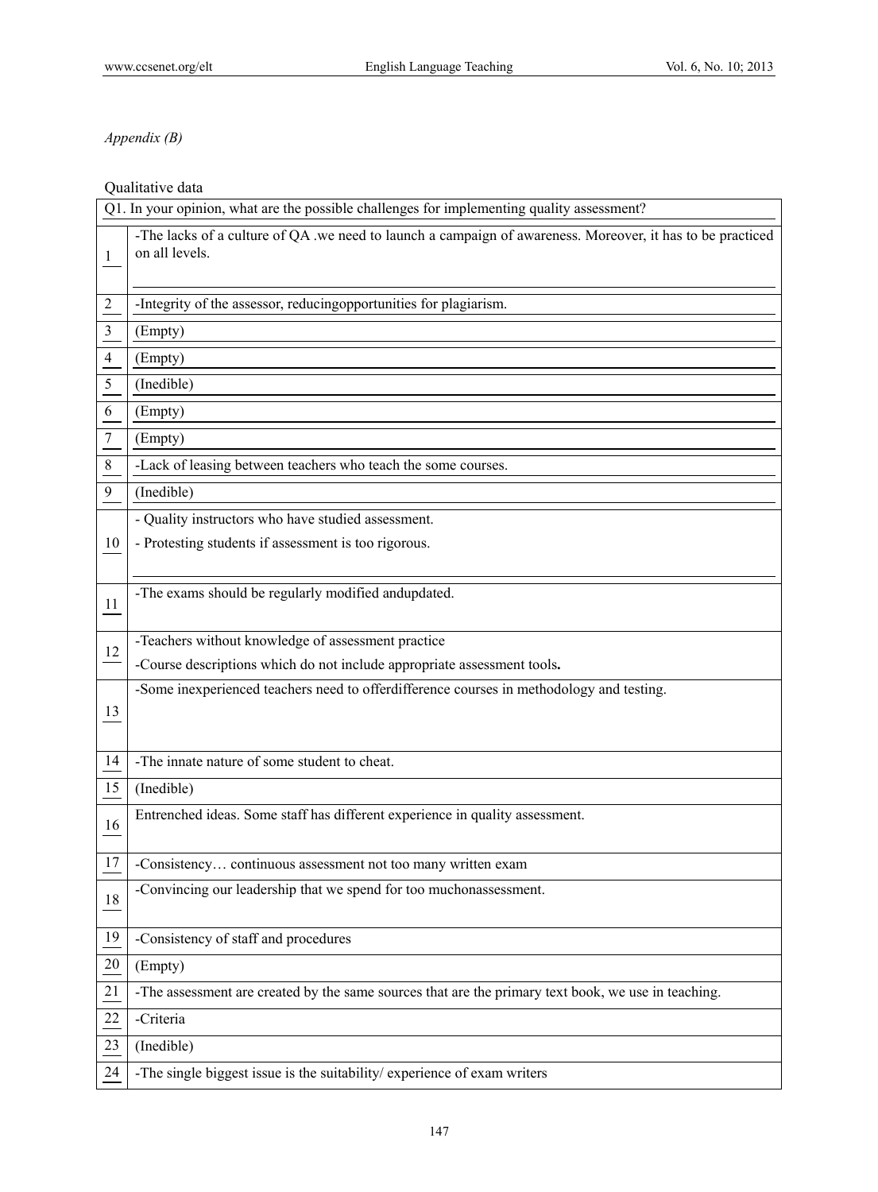*Appendix (B)*

Qualitative data

| Q1. In your opinion, what are the possible challenges for implementing quality assessment? | |
|---|---|
| 1 | -The lacks of a culture of QA .we need to launch a campaign of awareness. Moreover, it has to be practiced on all levels. |
| 2 | -Integrity of the assessor, reducingopportunities for plagiarism. |
| 3 | (Empty) |
| 4 | (Empty) |
| 5 | (Inedible) |
| 6 | (Empty) |
| 7 | (Empty) |
| 8 | -Lack of leasing between teachers who teach the some courses. |
| 9 | (Inedible) |
| 10 | - Quality instructors who have studied assessment.<br>- Protesting students if assessment is too rigorous. |
| 11 | -The exams should be regularly modified andupdated. |
| 12 | -Teachers without knowledge of assessment practice<br>-Course descriptions which do not include appropriate assessment tools**.** |
| 13 | -Some inexperienced teachers need to offerdifference courses in methodology and testing. |
| 14 | -The innate nature of some student to cheat. |
| 15 | (Inedible) |
| 16 | Entrenched ideas. Some staff has different experience in quality assessment. |
| 17 | -Consistency… continuous assessment not too many written exam |
| 18 | -Convincing our leadership that we spend for too muchonassessment. |
| 19 | -Consistency of staff and procedures |
| 20 | (Empty) |
| 21 | -The assessment are created by the same sources that are the primary text book, we use in teaching. |
| 22 | -Criteria |
| 23 | (Inedible) |
| 24 | -The single biggest issue is the suitability/ experience of exam writers |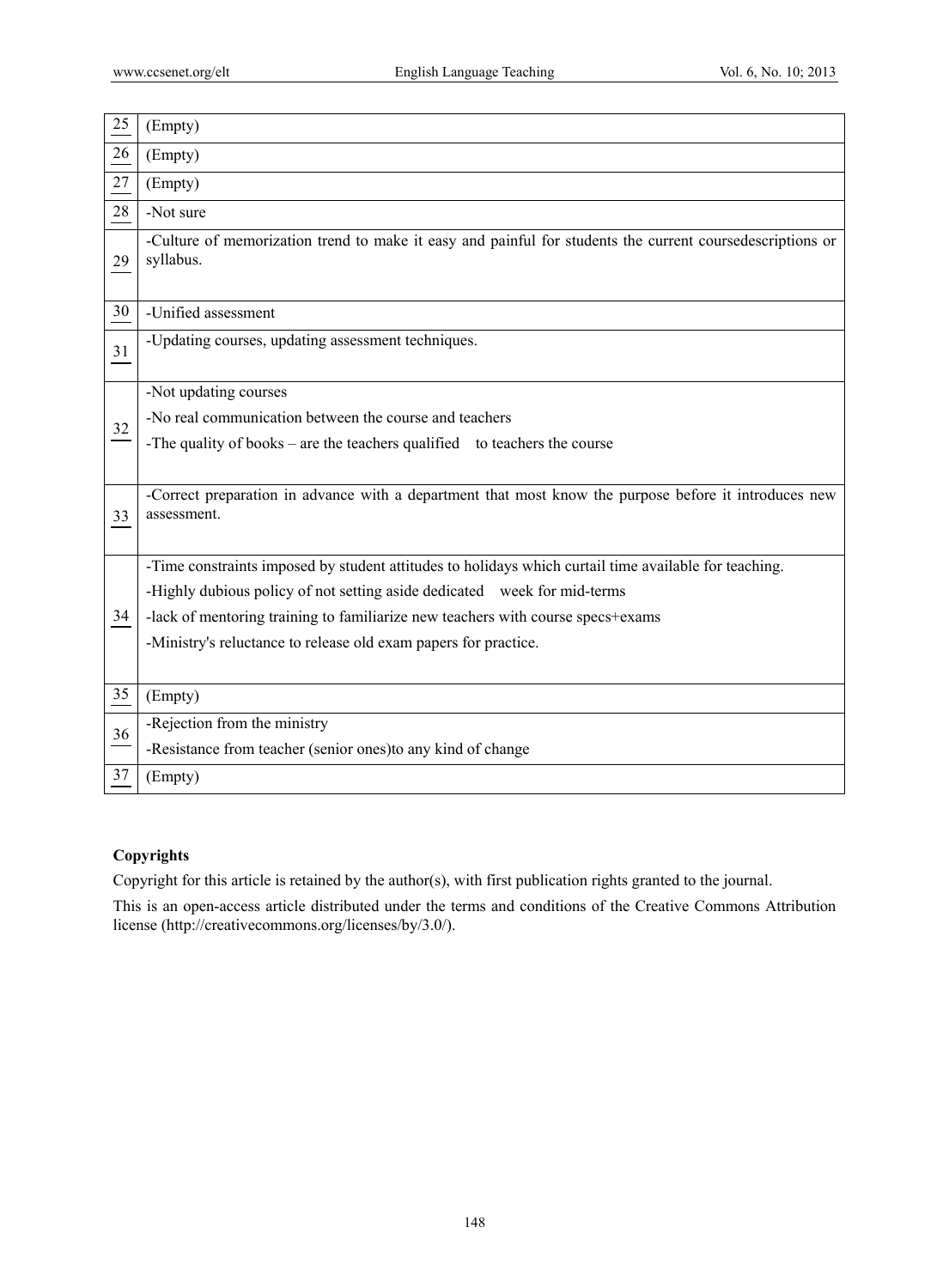| | |
|---|---|
| 25 | (Empty) |
| 26 | (Empty) |
| 27 | (Empty) |
| 28 | -Not sure |
| 29 | -Culture of memorization trend to make it easy and painful for students the current coursedescriptions or syllabus. |
| 30 | -Unified assessment |
| 31 | -Updating courses, updating assessment techniques. |
| 32 | -Not updating courses<br>-No real communication between the course and teachers<br>-The quality of books – are the teachers qualified to teachers the course |
| 33 | -Correct preparation in advance with a department that most know the purpose before it introduces new assessment. |
| 34 | -Time constraints imposed by student attitudes to holidays which curtail time available for teaching.<br>-Highly dubious policy of not setting aside dedicated week for mid-terms<br>-lack of mentoring training to familiarize new teachers with course specs+exams<br>-Ministry's reluctance to release old exam papers for practice. |
| 35 | (Empty) |
| 36 | -Rejection from the ministry<br>-Resistance from teacher (senior ones)to any kind of change |
| 37 | (Empty) |

### Copyrights

Copyright for this article is retained by the author(s), with first publication rights granted to the journal.

This is an open-access article distributed under the terms and conditions of the Creative Commons Attribution license (http://creativecommons.org/licenses/by/3.0/).